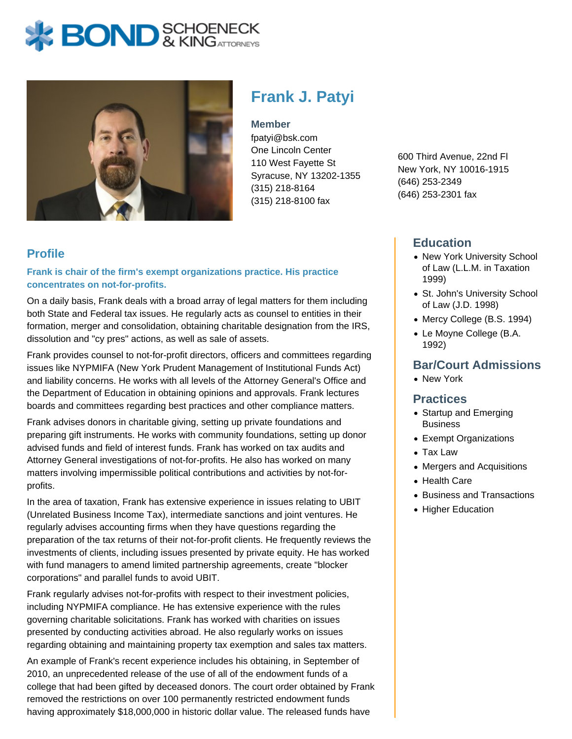# Frank J. Patyi

**Member**
fpatyi@bsk.com
One Lincoln Center
110 West Fayette St
Syracuse, NY 13202-1355
(315) 218-8164
(315) 218-8100 fax

600 Third Avenue, 22nd Fl
New York, NY 10016-1915
(646) 253-2349
(646) 253-2301 fax

## Profile

**Frank is chair of the firm's exempt organizations practice. His practice concentrates on not-for-profits.**

On a daily basis, Frank deals with a broad array of legal matters for them including both State and Federal tax issues. He regularly acts as counsel to entities in their formation, merger and consolidation, obtaining charitable designation from the IRS, dissolution and "cy pres" actions, as well as sale of assets.

Frank provides counsel to not-for-profit directors, officers and committees regarding issues like NYPMIFA (New York Prudent Management of Institutional Funds Act) and liability concerns. He works with all levels of the Attorney General's Office and the Department of Education in obtaining opinions and approvals. Frank lectures boards and committees regarding best practices and other compliance matters.

Frank advises donors in charitable giving, setting up private foundations and preparing gift instruments. He works with community foundations, setting up donor advised funds and field of interest funds. Frank has worked on tax audits and Attorney General investigations of not-for-profits. He also has worked on many matters involving impermissible political contributions and activities by not-for-profits.

In the area of taxation, Frank has extensive experience in issues relating to UBIT (Unrelated Business Income Tax), intermediate sanctions and joint ventures. He regularly advises accounting firms when they have questions regarding the preparation of the tax returns of their not-for-profit clients. He frequently reviews the investments of clients, including issues presented by private equity. He has worked with fund managers to amend limited partnership agreements, create "blocker corporations" and parallel funds to avoid UBIT.

Frank regularly advises not-for-profits with respect to their investment policies, including NYPMIFA compliance. He has extensive experience with the rules governing charitable solicitations. Frank has worked with charities on issues presented by conducting activities abroad. He also regularly works on issues regarding obtaining and maintaining property tax exemption and sales tax matters.

An example of Frank's recent experience includes his obtaining, in September of 2010, an unprecedented release of the use of all of the endowment funds of a college that had been gifted by deceased donors. The court order obtained by Frank removed the restrictions on over 100 permanently restricted endowment funds having approximately $18,000,000 in historic dollar value. The released funds have

## Education

- New York University School of Law (L.L.M. in Taxation 1999)
- St. John's University School of Law (J.D. 1998)
- Mercy College (B.S. 1994)
- Le Moyne College (B.A. 1992)

## Bar/Court Admissions

- New York

## Practices

- Startup and Emerging Business
- Exempt Organizations
- Tax Law
- Mergers and Acquisitions
- Health Care
- Business and Transactions
- Higher Education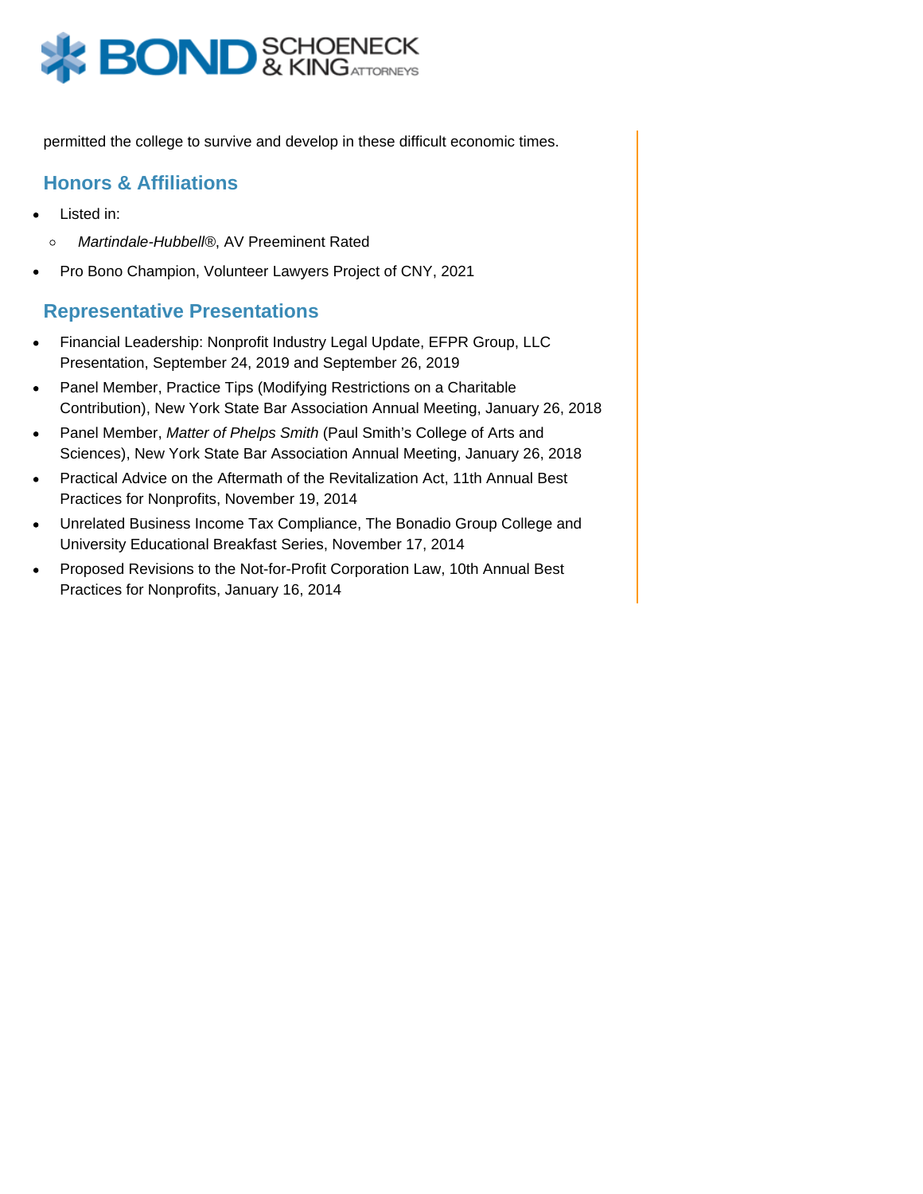permitted the college to survive and develop in these difficult economic times.

## Honors & Affiliations

- Listed in:
  - *Martindale-Hubbell*®, AV Preeminent Rated
- Pro Bono Champion, Volunteer Lawyers Project of CNY, 2021

## Representative Presentations

- Financial Leadership: Nonprofit Industry Legal Update, EFPR Group, LLC Presentation, September 24, 2019 and September 26, 2019
- Panel Member, Practice Tips (Modifying Restrictions on a Charitable Contribution), New York State Bar Association Annual Meeting, January 26, 2018
- Panel Member, *Matter of Phelps Smith* (Paul Smith's College of Arts and Sciences), New York State Bar Association Annual Meeting, January 26, 2018
- Practical Advice on the Aftermath of the Revitalization Act, 11th Annual Best Practices for Nonprofits, November 19, 2014
- Unrelated Business Income Tax Compliance, The Bonadio Group College and University Educational Breakfast Series, November 17, 2014
- Proposed Revisions to the Not-for-Profit Corporation Law, 10th Annual Best Practices for Nonprofits, January 16, 2014